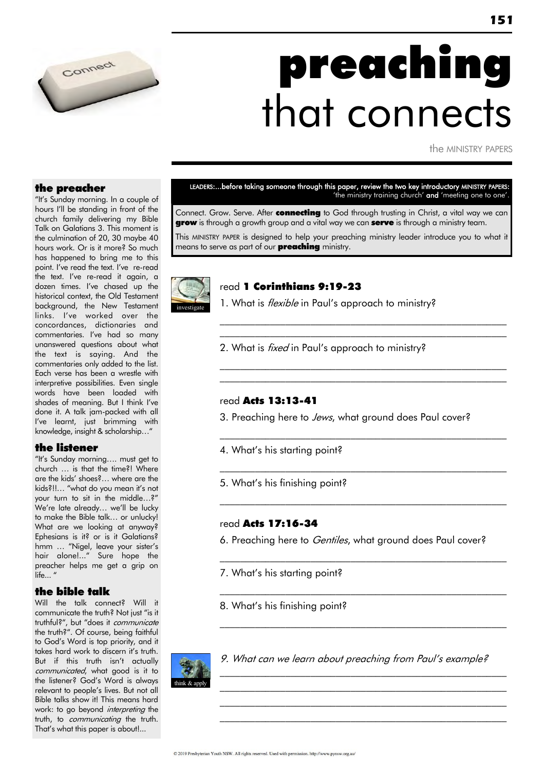# **preaching** that connects

the MINISTRY PAPERS

## the preacher

"It's Sunday morning. In a couple of hours I'll be standing in front of the church family delivering my Bible Talk on Galatians 3. This moment is the culmination of 20, 30 maybe 40 hours work. Or is it more? So much has happened to bring me to this point. I've read the text. I've re-read the text. I've re-read it again, a dozen times. I've chased up the historical context, the Old Testament background, the New Testament links. I've worked over the concordances, dictionaries and commentaries. I've had so many unanswered questions about what the text is saying. And the commentaries only added to the list. Each verse has been a wrestle with interpretive possibilities. Even single words have been loaded with shades of meaning. But I think I've done it. A talk jam-packed with all I've learnt, just brimming with knowledge, insight & scholarship…"

## the listener

"It's Sunday morning…. must get to church … is that the time?! Where are the kids' shoes?… where are the kids?!!… "what do you mean it's not your turn to sit in the middle…?" We're late already… we'll be lucky to make the Bible talk… or unlucky! What are we looking at anyway? Ephesians is it? or is it Galatians? hmm … "Nigel, leave your sister's hair alone!..." Sure hope the preacher helps me get a grip on life... "

## the bible talk

Will the talk connect? Will it communicate the truth? Not just "is it truthful?", but "does it *communicate* the truth?". Of course, being faithful to God's Word is top priority, and it takes hard work to discern it's truth. But if this truth isn't actually *communicated*, what good is it to the listener? God's Word is always relevant to people's lives. But not all Bible talks show it! This means hard work: to go beyond *interpreting* the truth, to *communicating* the truth. That's what this paper is about!...

---

**LEADERS:…before taking someone through this paper, review the two key introductory MINISTRY PAPERS:** 'the ministry training church' **and** 'meeting one to one'.

Connect. Grow. Serve. After **connecting** to God through trusting in Christ, a vital way we can **grow** is through a growth group and a vital way we can **serve** is through a ministry team.

This MINISTRY PAPER is designed to help your preaching ministry leader introduce you to what it means to serve as part of our **preaching** ministry.

investigate

read **1 Corinthians 9:19-23**

1. What is *flexible* in Paul's approach to ministry?

______________________________________________

______________________________________________

2. What is *fixed* in Paul's approach to ministry?

______________________________________________

______________________________________________

read **Acts 13:13-41**

3. Preaching here to *Jews*, what ground does Paul cover?

______________________________________________

4. What's his starting point?

______________________________________________

5. What's his finishing point?

______________________________________________

read **Acts 17:16-34**

6. Preaching here to *Gentiles*, what ground does Paul cover?

______________________________________________

7. What's his starting point?

______________________________________________

8. What's his finishing point?

______________________________________________

think & apply

*9. What can we learn about preaching from Paul's example?*

______________________________________________

______________________________________________

______________________________________________

______________________________________________

© 2019 Presbyterian Youth NSW. All rights reserved. Used with permission. http://www.pynsw.org.au/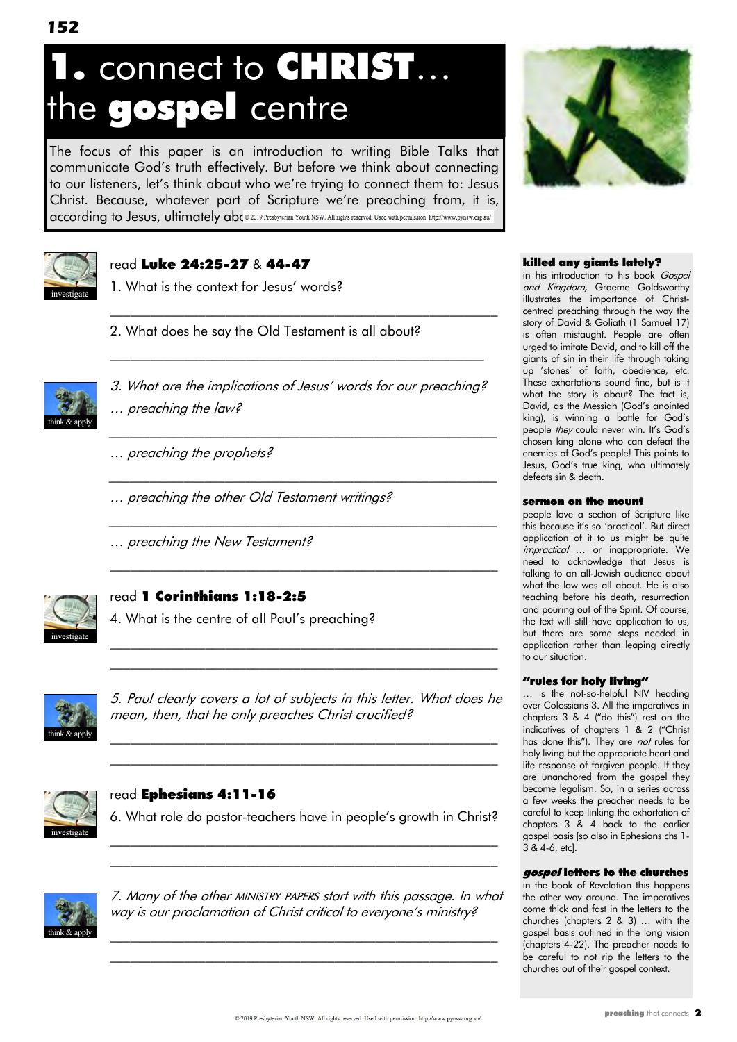# 1. connect to **CHRIST**… the **gospel** centre

The focus of this paper is an introduction to writing Bible Talks that communicate God's truth effectively. But before we think about connecting to our listeners, let's think about who we're trying to connect them to: Jesus Christ. Because, whatever part of Scripture we're preaching from, it is, according to Jesus, ultimately abo

investigate

read **Luke 24:25-27** & **44-47**

1. What is the context for Jesus' words?

2. What does he say the Old Testament is all about?

think & apply

*3. What are the implications of Jesus' words for our preaching?*

*… preaching the law?*

*… preaching the prophets?*

*… preaching the other Old Testament writings?*

*… preaching the New Testament?*

investigate

read **1 Corinthians 1:18-2:5**

4. What is the centre of all Paul's preaching?

think & apply

*5. Paul clearly covers a lot of subjects in this letter. What does he mean, then, that he only preaches Christ crucified?*

investigate

read **Ephesians 4:11-16**

6. What role do pastor-teachers have in people's growth in Christ?

think & apply

*7. Many of the other MINISTRY PAPERS start with this passage. In what way is our proclamation of Christ critical to everyone's ministry?*

### killed any giants lately?

in his introduction to his book *Gospel and Kingdom,* Graeme Goldsworthy illustrates the importance of Christ-centred preaching through the way the story of David & Goliath (1 Samuel 17) is often mistaught. People are often urged to imitate David, and to kill off the giants of sin in their life through taking up 'stones' of faith, obedience, etc. These exhortations sound fine, but is it what the story is about? The fact is, David, as the Messiah (God's anointed king), is winning a battle for God's people *they* could never win. It's God's chosen king alone who can defeat the enemies of God's people! This points to Jesus, God's true king, who ultimately defeats sin & death.

### sermon on the mount

people love a section of Scripture like this because it's so 'practical'. But direct application of it to us might be quite *impractical* … or inappropriate. We need to acknowledge that Jesus is talking to an all-Jewish audience about what the law was all about. He is also teaching before his death, resurrection and pouring out of the Spirit. Of course, the text will still have application to us, but there are some steps needed in application rather than leaping directly to our situation.

### "rules for holy living"

… is the not-so-helpful NIV heading over Colossians 3. All the imperatives in chapters 3 & 4 ("do this") rest on the indicatives of chapters 1 & 2 ("Christ has done this"). They are *not* rules for holy living but the appropriate heart and life response of forgiven people. If they are unanchored from the gospel they become legalism. So, in a series across a few weeks the preacher needs to be careful to keep linking the exhortation of chapters 3 & 4 back to the earlier gospel basis [so also in Ephesians chs 1-3 & 4-6, etc].

### *gospel* letters to the churches

in the book of Revelation this happens the other way around. The imperatives come thick and fast in the letters to the churches (chapters 2 & 3) … with the gospel basis outlined in the long vision (chapters 4-22). The preacher needs to be careful to not rip the letters to the churches out of their gospel context.

© 2019 Presbyterian Youth NSW. All rights reserved. Used with permission. http://www.pynsw.org.au/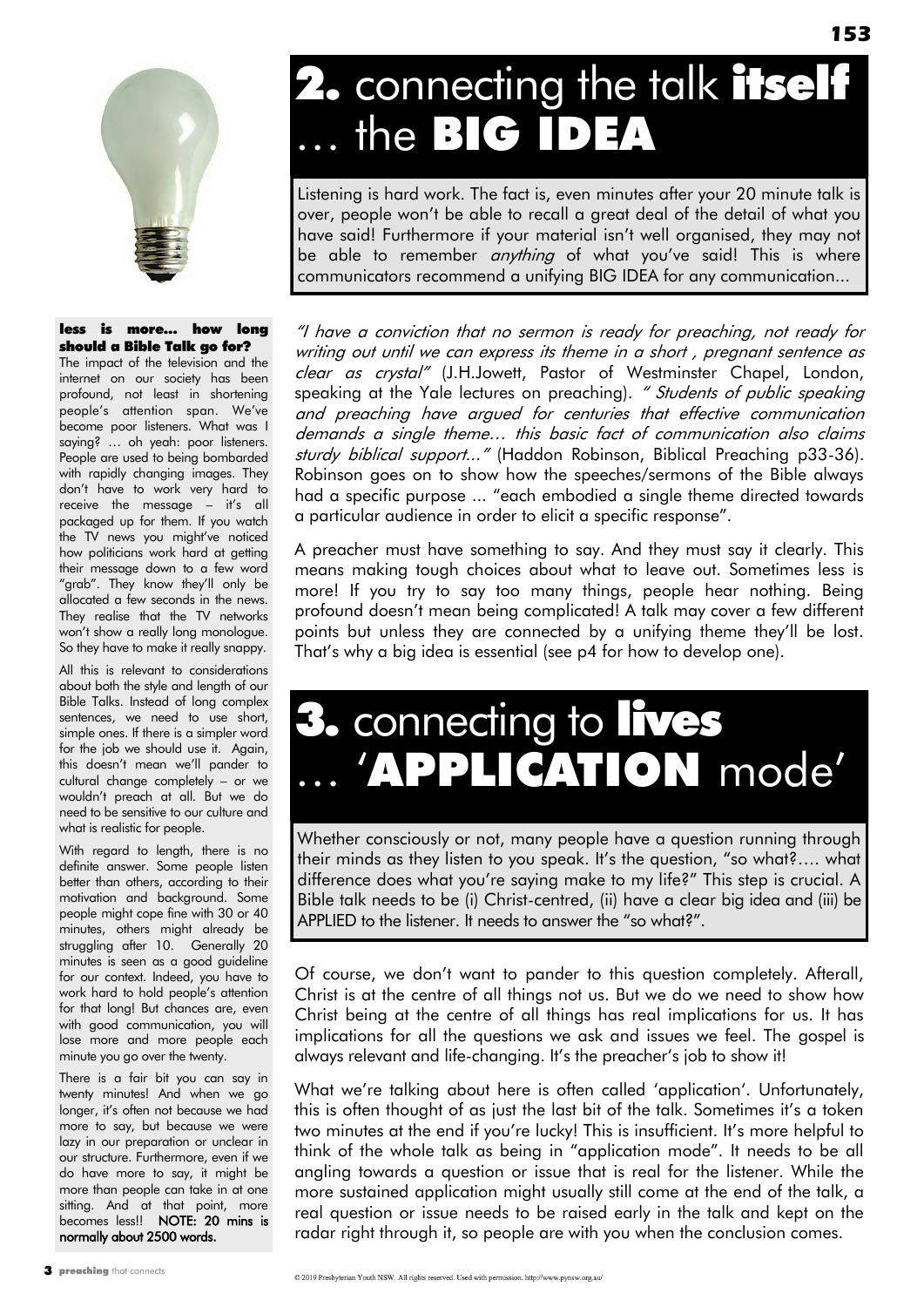## 2. connecting the talk **itself** … the **BIG IDEA**

Listening is hard work. The fact is, even minutes after your 20 minute talk is over, people won't be able to recall a great deal of the detail of what you have said! Furthermore if your material isn't well organised, they may not be able to remember *anything* of what you've said! This is where communicators recommend a unifying BIG IDEA for any communication...

*"I have a conviction that no sermon is ready for preaching, not ready for writing out until we can express its theme in a short , pregnant sentence as clear as crystal"* (J.H.Jowett, Pastor of Westminster Chapel, London, speaking at the Yale lectures on preaching). *" Students of public speaking and preaching have argued for centuries that effective communication demands a single theme… this basic fact of communication also claims sturdy biblical support..."* (Haddon Robinson, Biblical Preaching p33-36). Robinson goes on to show how the speeches/sermons of the Bible always had a specific purpose ... "each embodied a single theme directed towards a particular audience in order to elicit a specific response".

A preacher must have something to say. And they must say it clearly. This means making tough choices about what to leave out. Sometimes less is more! If you try to say too many things, people hear nothing. Being profound doesn't mean being complicated! A talk may cover a few different points but unless they are connected by a unifying theme they'll be lost. That's why a big idea is essential (see p4 for how to develop one).

## 3. connecting to **lives** … '**APPLICATION** mode'

Whether consciously or not, many people have a question running through their minds as they listen to you speak. It's the question, "so what?…. what difference does what you're saying make to my life?" This step is crucial. A Bible talk needs to be (i) Christ-centred, (ii) have a clear big idea and (iii) be APPLIED to the listener. It needs to answer the "so what?".

Of course, we don't want to pander to this question completely. Afterall, Christ is at the centre of all things not us. But we do we need to show how Christ being at the centre of all things has real implications for us. It has implications for all the questions we ask and issues we feel. The gospel is always relevant and life-changing. It's the preacher's job to show it!

What we're talking about here is often called 'application'. Unfortunately, this is often thought of as just the last bit of the talk. Sometimes it's a token two minutes at the end if you're lucky! This is insufficient. It's more helpful to think of the whole talk as being in "application mode". It needs to be all angling towards a question or issue that is real for the listener. While the more sustained application might usually still come at the end of the talk, a real question or issue needs to be raised early in the talk and kept on the radar right through it, so people are with you when the conclusion comes.

---

**less is more... how long should a Bible Talk go for?**

The impact of the television and the internet on our society has been profound, not least in shortening people's attention span. We've become poor listeners. What was I saying? … oh yeah: poor listeners. People are used to being bombarded with rapidly changing images. They don't have to work very hard to receive the message – it's all packaged up for them. If you watch the TV news you might've noticed how politicians work hard at getting their message down to a few word "grab". They know they'll only be allocated a few seconds in the news. They realise that the TV networks won't show a really long monologue. So they have to make it really snappy.

All this is relevant to considerations about both the style and length of our Bible Talks. Instead of long complex sentences, we need to use short, simple ones. If there is a simpler word for the job we should use it. Again, this doesn't mean we'll pander to cultural change completely – or we wouldn't preach at all. But we do need to be sensitive to our culture and what is realistic for people.

With regard to length, there is no definite answer. Some people listen better than others, according to their motivation and background. Some people might cope fine with 30 or 40 minutes, others might already be struggling after 10. Generally 20 minutes is seen as a good guideline for our context. Indeed, you have to work hard to hold people's attention for that long! But chances are, even with good communication, you will lose more and more people each minute you go over the twenty.

There is a fair bit you can say in twenty minutes! And when we go longer, it's often not because we had more to say, but because we were lazy in our preparation or unclear in our structure. Furthermore, even if we do have more to say, it might be more than people can take in at one sitting. And at that point, more becomes less!! **NOTE: 20 mins is normally about 2500 words.**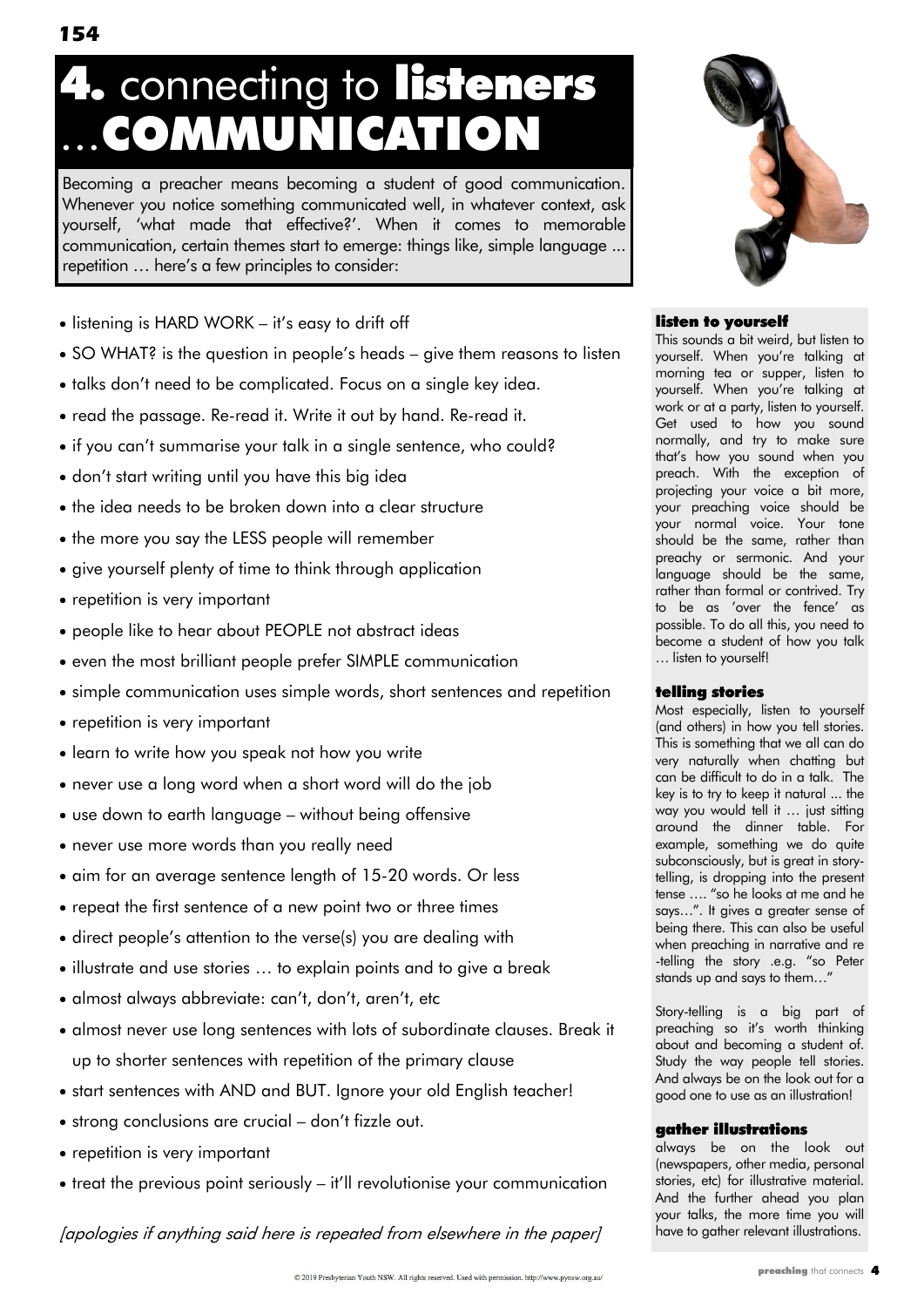# **4.** connecting to **listeners** …**COMMUNICATION**

Becoming a preacher means becoming a student of good communication. Whenever you notice something communicated well, in whatever context, ask yourself, 'what made that effective?'. When it comes to memorable communication, certain themes start to emerge: things like, simple language ... repetition … here's a few principles to consider:

- listening is HARD WORK – it's easy to drift off
- SO WHAT? is the question in people's heads – give them reasons to listen
- talks don't need to be complicated. Focus on a single key idea.
- read the passage. Re-read it. Write it out by hand. Re-read it.
- if you can't summarise your talk in a single sentence, who could?
- don't start writing until you have this big idea
- the idea needs to be broken down into a clear structure
- the more you say the LESS people will remember
- give yourself plenty of time to think through application
- repetition is very important
- people like to hear about PEOPLE not abstract ideas
- even the most brilliant people prefer SIMPLE communication
- simple communication uses simple words, short sentences and repetition
- repetition is very important
- learn to write how you speak not how you write
- never use a long word when a short word will do the job
- use down to earth language – without being offensive
- never use more words than you really need
- aim for an average sentence length of 15-20 words. Or less
- repeat the first sentence of a new point two or three times
- direct people's attention to the verse(s) you are dealing with
- illustrate and use stories … to explain points and to give a break
- almost always abbreviate: can't, don't, aren't, etc
- almost never use long sentences with lots of subordinate clauses. Break it up to shorter sentences with repetition of the primary clause
- start sentences with AND and BUT. Ignore your old English teacher!
- strong conclusions are crucial – don't fizzle out.
- repetition is very important
- treat the previous point seriously – it'll revolutionise your communication

*[apologies if anything said here is repeated from elsewhere in the paper]*

### listen to yourself

This sounds a bit weird, but listen to yourself. When you're talking at morning tea or supper, listen to yourself. When you're talking at work or at a party, listen to yourself. Get used to how you sound normally, and try to make sure that's how you sound when you preach. With the exception of projecting your voice a bit more, your preaching voice should be your normal voice. Your tone should be the same, rather than preachy or sermonic. And your language should be the same, rather than formal or contrived. Try to be as 'over the fence' as possible. To do all this, you need to become a student of how you talk … listen to yourself!

### telling stories

Most especially, listen to yourself (and others) in how you tell stories. This is something that we all can do very naturally when chatting but can be difficult to do in a talk. The key is to try to keep it natural ... the way you would tell it … just sitting around the dinner table. For example, something we do quite subconsciously, but is great in story-telling, is dropping into the present tense …. "so he looks at me and he says…". It gives a greater sense of being there. This can also be useful when preaching in narrative and re-telling the story .e.g. "so Peter stands up and says to them…"

Story-telling is a big part of preaching so it's worth thinking about and becoming a student of. Study the way people tell stories. And always be on the look out for a good one to use as an illustration!

### gather illustrations

always be on the look out (newspapers, other media, personal stories, etc) for illustrative material. And the further ahead you plan your talks, the more time you will have to gather relevant illustrations.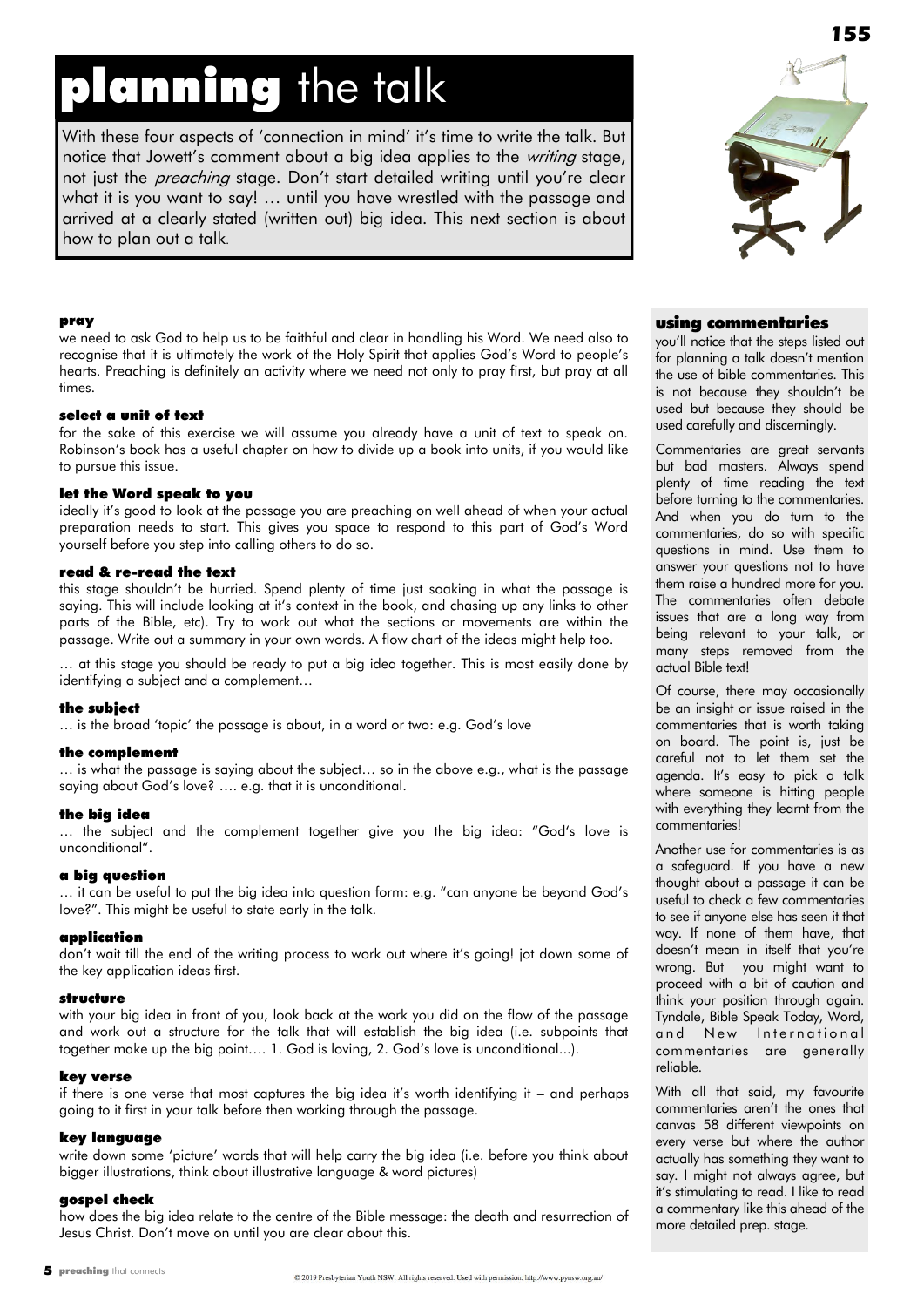# **planning** the talk

With these four aspects of 'connection in mind' it's time to write the talk. But notice that Jowett's comment about a big idea applies to the *writing* stage, not just the *preaching* stage. Don't start detailed writing until you're clear what it is you want to say! … until you have wrestled with the passage and arrived at a clearly stated (written out) big idea. This next section is about how to plan out a talk.

### pray

we need to ask God to help us to be faithful and clear in handling his Word. We need also to recognise that it is ultimately the work of the Holy Spirit that applies God's Word to people's hearts. Preaching is definitely an activity where we need not only to pray first, but pray at all times.

### select a unit of text

for the sake of this exercise we will assume you already have a unit of text to speak on. Robinson's book has a useful chapter on how to divide up a book into units, if you would like to pursue this issue.

### let the Word speak to you

ideally it's good to look at the passage you are preaching on well ahead of when your actual preparation needs to start. This gives you space to respond to this part of God's Word yourself before you step into calling others to do so.

### read & re-read the text

this stage shouldn't be hurried. Spend plenty of time just soaking in what the passage is saying. This will include looking at it's context in the book, and chasing up any links to other parts of the Bible, etc). Try to work out what the sections or movements are within the passage. Write out a summary in your own words. A flow chart of the ideas might help too.

… at this stage you should be ready to put a big idea together. This is most easily done by identifying a subject and a complement…

### the subject

… is the broad 'topic' the passage is about, in a word or two: e.g. God's love

### the complement

… is what the passage is saying about the subject… so in the above e.g., what is the passage saying about God's love? …. e.g. that it is unconditional.

### the big idea

… the subject and the complement together give you the big idea: "God's love is unconditional".

### a big question

… it can be useful to put the big idea into question form: e.g. "can anyone be beyond God's love?". This might be useful to state early in the talk.

### application

don't wait till the end of the writing process to work out where it's going! jot down some of the key application ideas first.

### structure

with your big idea in front of you, look back at the work you did on the flow of the passage and work out a structure for the talk that will establish the big idea (i.e. subpoints that together make up the big point…. 1. God is loving, 2. God's love is unconditional...).

### key verse

if there is one verse that most captures the big idea it's worth identifying it – and perhaps going to it first in your talk before then working through the passage.

### key language

write down some 'picture' words that will help carry the big idea (i.e. before you think about bigger illustrations, think about illustrative language & word pictures)

### gospel check

how does the big idea relate to the centre of the Bible message: the death and resurrection of Jesus Christ. Don't move on until you are clear about this.

### using commentaries

you'll notice that the steps listed out for planning a talk doesn't mention the use of bible commentaries. This is not because they shouldn't be used but because they should be used carefully and discerningly.

Commentaries are great servants but bad masters. Always spend plenty of time reading the text before turning to the commentaries. And when you do turn to the commentaries, do so with specific questions in mind. Use them to answer your questions not to have them raise a hundred more for you. The commentaries often debate issues that are a long way from being relevant to your talk, or many steps removed from the actual Bible text!

Of course, there may occasionally be an insight or issue raised in the commentaries that is worth taking on board. The point is, just be careful not to let them set the agenda. It's easy to pick a talk where someone is hitting people with everything they learnt from the commentaries!

Another use for commentaries is as a safeguard. If you have a new thought about a passage it can be useful to check a few commentaries to see if anyone else has seen it that way. If none of them have, that doesn't mean in itself that you're wrong. But you might want to proceed with a bit of caution and think your position through again. Tyndale, Bible Speak Today, Word, and New International commentaries are generally reliable.

With all that said, my favourite commentaries aren't the ones that canvas 58 different viewpoints on every verse but where the author actually has something they want to say. I might not always agree, but it's stimulating to read. I like to read a commentary like this ahead of the more detailed prep. stage.

© 2019 Presbyterian Youth NSW. All rights reserved. Used with permission. http://www.pynsw.org.au/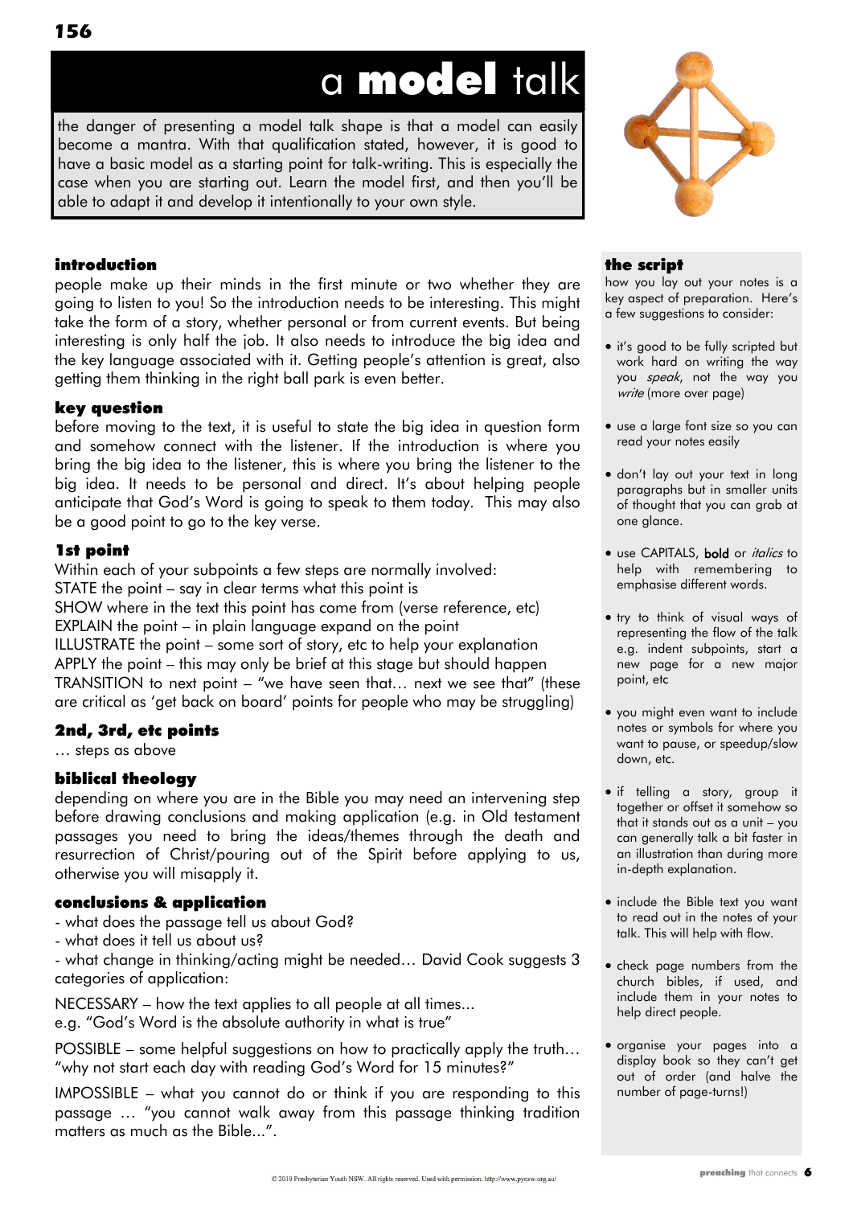# a **model** talk

the danger of presenting a model talk shape is that a model can easily become a mantra. With that qualification stated, however, it is good to have a basic model as a starting point for talk-writing. This is especially the case when you are starting out. Learn the model first, and then you'll be able to adapt it and develop it intentionally to your own style.

### introduction

people make up their minds in the first minute or two whether they are going to listen to you! So the introduction needs to be interesting. This might take the form of a story, whether personal or from current events. But being interesting is only half the job. It also needs to introduce the big idea and the key language associated with it. Getting people's attention is great, also getting them thinking in the right ball park is even better.

### key question

before moving to the text, it is useful to state the big idea in question form and somehow connect with the listener. If the introduction is where you bring the big idea to the listener, this is where you bring the listener to the big idea. It needs to be personal and direct. It's about helping people anticipate that God's Word is going to speak to them today. This may also be a good point to go to the key verse.

### 1st point

Within each of your subpoints a few steps are normally involved:
STATE the point – say in clear terms what this point is
SHOW where in the text this point has come from (verse reference, etc)
EXPLAIN the point – in plain language expand on the point
ILLUSTRATE the point – some sort of story, etc to help your explanation
APPLY the point – this may only be brief at this stage but should happen
TRANSITION to next point – "we have seen that… next we see that" (these are critical as 'get back on board' points for people who may be struggling)

### 2nd, 3rd, etc points

… steps as above

### biblical theology

depending on where you are in the Bible you may need an intervening step before drawing conclusions and making application (e.g. in Old testament passages you need to bring the ideas/themes through the death and resurrection of Christ/pouring out of the Spirit before applying to us, otherwise you will misapply it.

### conclusions & application

- what does the passage tell us about God?
- what does it tell us about us?
- what change in thinking/acting might be needed… David Cook suggests 3 categories of application:

NECESSARY – how the text applies to all people at all times...
e.g. "God's Word is the absolute authority in what is true"

POSSIBLE – some helpful suggestions on how to practically apply the truth… "why not start each day with reading God's Word for 15 minutes?"

IMPOSSIBLE – what you cannot do or think if you are responding to this passage … "you cannot walk away from this passage thinking tradition matters as much as the Bible...".

### the script

how you lay out your notes is a key aspect of preparation. Here's a few suggestions to consider:

- it's good to be fully scripted but work hard on writing the way you *speak*, not the way you *write* (more over page)
- use a large font size so you can read your notes easily
- don't lay out your text in long paragraphs but in smaller units of thought that you can grab at one glance.
- use CAPITALS, **bold** or *italics* to help with remembering to emphasise different words.
- try to think of visual ways of representing the flow of the talk e.g. indent subpoints, start a new page for a new major point, etc
- you might even want to include notes or symbols for where you want to pause, or speedup/slow down, etc.
- if telling a story, group it together or offset it somehow so that it stands out as a unit – you can generally talk a bit faster in an illustration than during more in-depth explanation.
- include the Bible text you want to read out in the notes of your talk. This will help with flow.
- check page numbers from the church bibles, if used, and include them in your notes to help direct people.
- organise your pages into a display book so they can't get out of order (and halve the number of page-turns!)

© 2019 Presbyterian Youth NSW. All rights reserved. Used with permission. http://www.pynsw.org.au/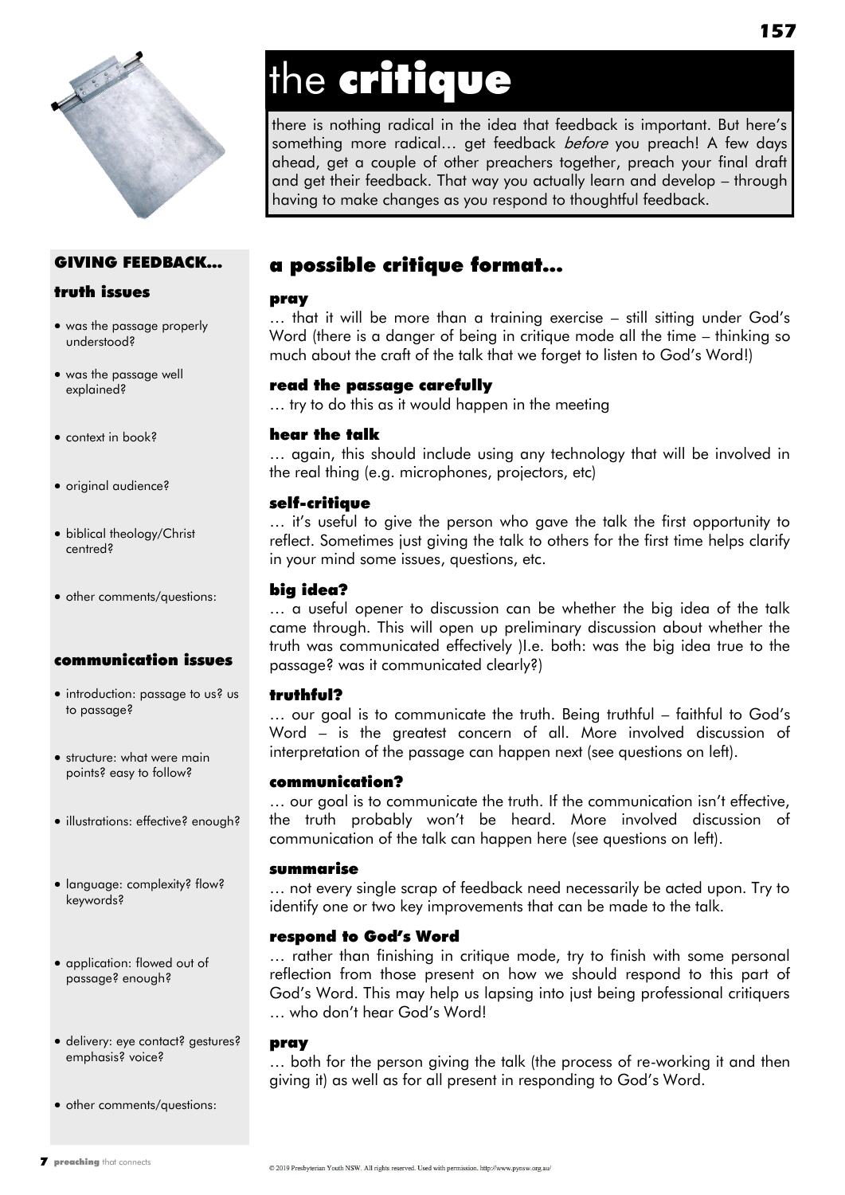# the **critique**

there is nothing radical in the idea that feedback is important. But here's something more radical… get feedback *before* you preach! A few days ahead, get a couple of other preachers together, preach your final draft and get their feedback. That way you actually learn and develop – through having to make changes as you respond to thoughtful feedback.

## a possible critique format…

### pray

… that it will be more than a training exercise – still sitting under God's Word (there is a danger of being in critique mode all the time – thinking so much about the craft of the talk that we forget to listen to God's Word!)

### read the passage carefully

… try to do this as it would happen in the meeting

### hear the talk

… again, this should include using any technology that will be involved in the real thing (e.g. microphones, projectors, etc)

### self-critique

… it's useful to give the person who gave the talk the first opportunity to reflect. Sometimes just giving the talk to others for the first time helps clarify in your mind some issues, questions, etc.

### big idea?

… a useful opener to discussion can be whether the big idea of the talk came through. This will open up preliminary discussion about whether the truth was communicated effectively )I.e. both: was the big idea true to the passage? was it communicated clearly?)

### truthful?

… our goal is to communicate the truth. Being truthful – faithful to God's Word – is the greatest concern of all. More involved discussion of interpretation of the passage can happen next (see questions on left).

### communication?

… our goal is to communicate the truth. If the communication isn't effective, the truth probably won't be heard. More involved discussion of communication of the talk can happen here (see questions on left).

### summarise

… not every single scrap of feedback need necessarily be acted upon. Try to identify one or two key improvements that can be made to the talk.

### respond to God's Word

… rather than finishing in critique mode, try to finish with some personal reflection from those present on how we should respond to this part of God's Word. This may help us lapsing into just being professional critiquers … who don't hear God's Word!

### pray

… both for the person giving the talk (the process of re-working it and then giving it) as well as for all present in responding to God's Word.

## GIVING FEEDBACK…

### truth issues

- was the passage properly understood?
- was the passage well explained?
- context in book?
- original audience?
- biblical theology/Christ centred?
- other comments/questions:

### communication issues

- introduction: passage to us? us to passage?
- structure: what were main points? easy to follow?
- illustrations: effective? enough?
- language: complexity? flow? keywords?
- application: flowed out of passage? enough?
- delivery: eye contact? gestures? emphasis? voice?
- other comments/questions:

© 2019 Presbyterian Youth NSW. All rights reserved. Used with permission. http://www.pynsw.org.au/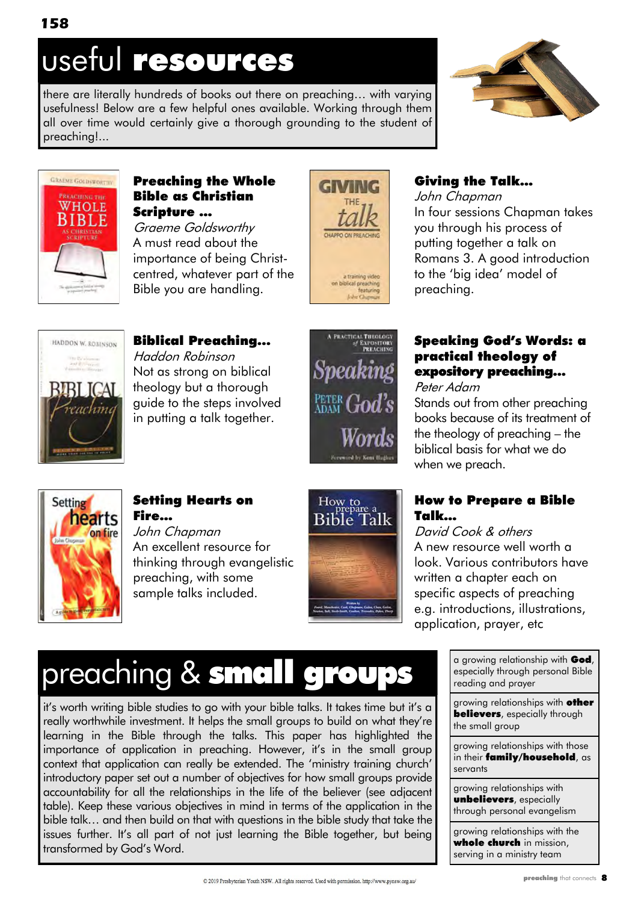# useful **resources**

there are literally hundreds of books out there on preaching… with varying usefulness! Below are a few helpful ones available. Working through them all over time would certainly give a thorough grounding to the student of preaching!…

**Preaching the Whole Bible as Christian Scripture …**
*Graeme Goldsworthy*
A must read about the importance of being Christ-centred, whatever part of the Bible you are handling.

**Giving the Talk…**
*John Chapman*
In four sessions Chapman takes you through his process of putting together a talk on Romans 3. A good introduction to the 'big idea' model of preaching.

**Biblical Preaching…**
*Haddon Robinson*
Not as strong on biblical theology but a thorough guide to the steps involved in putting a talk together.

**Speaking God's Words: a practical theology of expository preaching…**
*Peter Adam*
Stands out from other preaching books because of its treatment of the theology of preaching – the biblical basis for what we do when we preach.

**Setting Hearts on Fire…**
*John Chapman*
An excellent resource for thinking through evangelistic preaching, with some sample talks included.

**How to Prepare a Bible Talk…**
*David Cook & others*
A new resource well worth a look. Various contributors have written a chapter each on specific aspects of preaching e.g. introductions, illustrations, application, prayer, etc

# preaching & **small groups**

it's worth writing bible studies to go with your bible talks. It takes time but it's a really worthwhile investment. It helps the small groups to build on what they're learning in the Bible through the talks. This paper has highlighted the importance of application in preaching. However, it's in the small group context that application can really be extended. The 'ministry training church' introductory paper set out a number of objectives for how small groups provide accountability for all the relationships in the life of the believer (see adjacent table). Keep these various objectives in mind in terms of the application in the bible talk… and then build on that with questions in the bible study that take the issues further. It's all part of not just learning the Bible together, but being transformed by God's Word.

| |
|---|
| a growing relationship with **God**, especially through personal Bible reading and prayer |
| growing relationships with **other believers**, especially through the small group |
| growing relationships with those in their **family/household**, as servants |
| growing relationships with **unbelievers**, especially through personal evangelism |
| growing relationships with the **whole church** in mission, serving in a ministry team |

© 2019 Presbyterian Youth NSW. All rights reserved. Used with permission. http://www.pynsw.org.au/